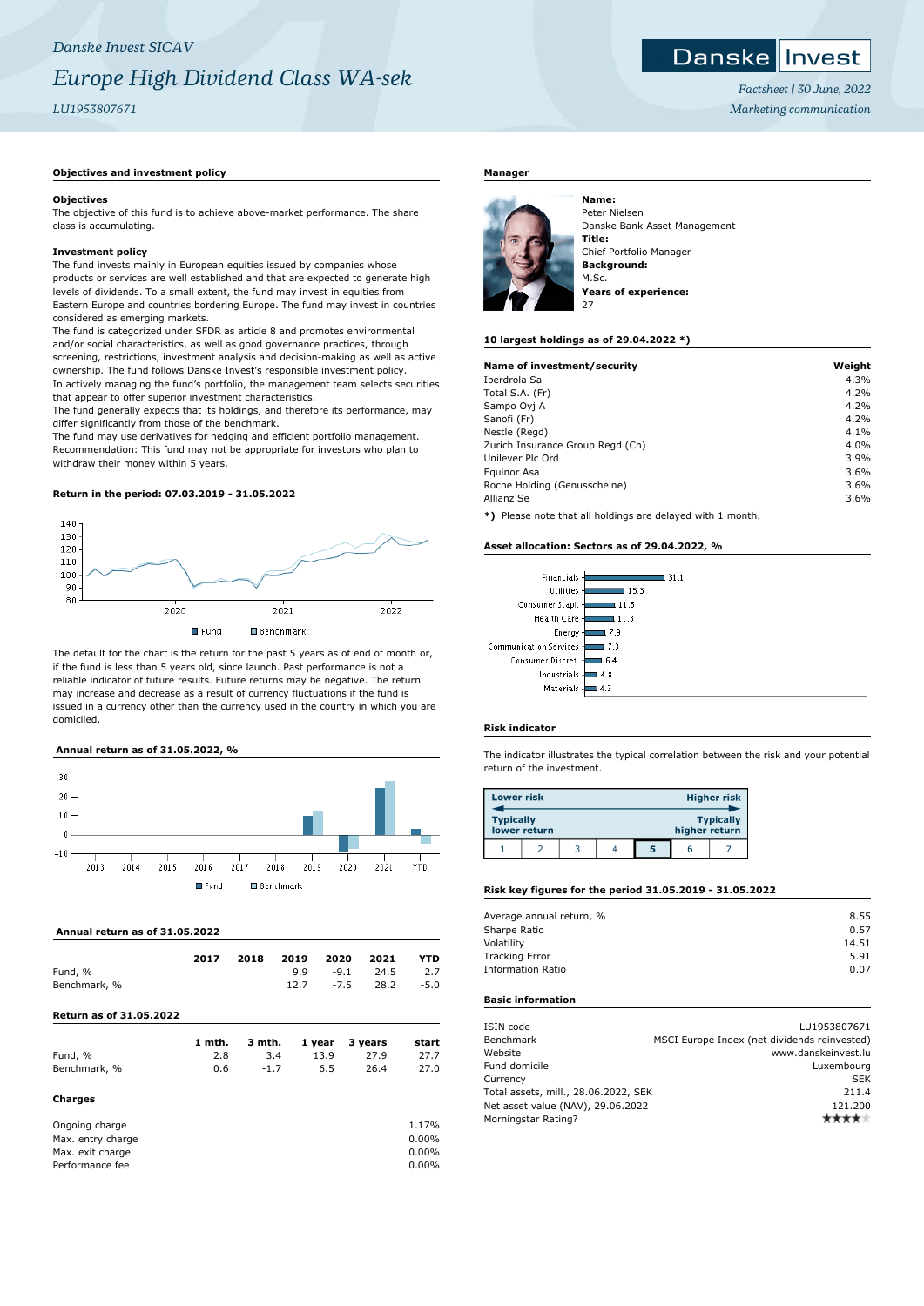*Danske Invest SICAV*

# *Europe High Dividend Class WA-sek*

*LU1953807671*

*Factsheet | 30 June, 2022*

*Marketing communication*

## Objectives and investment policy

### Objectives

The objective of this fund is to achieve above-market performance. The share class is accumulating.

### Investment policy

The fund invests mainly in European equities issued by companies whose products or services are well established and that are expected to generate high levels of dividends. To a small extent, the fund may invest in equities from Eastern Europe and countries bordering Europe. The fund may invest in countries considered as emerging markets.

The fund is categorized under SFDR as article 8 and promotes environmental and/or social characteristics, as well as good governance practices, through screening, restrictions, investment analysis and decision-making as well as active ownership. The fund follows Danske Invest's responsible investment policy.

In actively managing the fund's portfolio, the management team selects securities that appear to offer superior investment characteristics.

The fund generally expects that its holdings, and therefore its performance, may differ significantly from those of the benchmark.

The fund may use derivatives for hedging and efficient portfolio management.

Recommendation: This fund may not be appropriate for investors who plan to withdraw their money within 5 years.

## Return in the period: 07.03.2019 - 31.05.2022

■ Fund □ Benchmark

The default for the chart is the return for the past 5 years as of end of month or, if the fund is less than 5 years old, since launch. Past performance is not a reliable indicator of future results. Future returns may be negative. The return may increase and decrease as a result of currency fluctuations if the fund is issued in a currency other than the currency used in the country in which you are domiciled.

## Annual return as of 31.05.2022, %

■ Fund □ Benchmark

## Annual return as of 31.05.2022

| | 2017 | 2018 | 2019 | 2020 | 2021 | YTD |
|---|---|---|---|---|---|---|
| Fund, % | | | 9.9 | -9.1 | 24.5 | 2.7 |
| Benchmark, % | | | 12.7 | -7.5 | 28.2 | -5.0 |

## Return as of 31.05.2022

| | 1 mth. | 3 mth. | 1 year | 3 years | start |
|---|---|---|---|---|---|
| Fund, % | 2.8 | 3.4 | 13.9 | 27.9 | 27.7 |
| Benchmark, % | 0.6 | -1.7 | 6.5 | 26.4 | 27.0 |

## Charges

| | |
|---|---|
| Ongoing charge | 1.17% |
| Max. entry charge | 0.00% |
| Max. exit charge | 0.00% |
| Performance fee | 0.00% |

## Manager

**Name:**
Peter Nielsen
Danske Bank Asset Management
**Title:**
Chief Portfolio Manager
**Background:**
M.Sc.
**Years of experience:**
27

## 10 largest holdings as of 29.04.2022 *)

| Name of investment/security | Weight |
|---|---|
| Iberdrola Sa | 4.3% |
| Total S.A. (Fr) | 4.2% |
| Sampo Oyj A | 4.2% |
| Sanofi (Fr) | 4.2% |
| Nestle (Regd) | 4.1% |
| Zurich Insurance Group Regd (Ch) | 4.0% |
| Unilever Plc Ord | 3.9% |
| Equinor Asa | 3.6% |
| Roche Holding (Genusscheine) | 3.6% |
| Allianz Se | 3.6% |

**\*)** Please note that all holdings are delayed with 1 month.

## Asset allocation: Sectors as of 29.04.2022, %

| Sector | % |
|---|---|
| Financials | 31.1 |
| Utilities | 15.3 |
| Consumer Stapl. | 11.6 |
| Health Care | 11.3 |
| Energy | 7.9 |
| Communication Services | 7.3 |
| Consumer Discret. | 6.4 |
| Industrials | 4.8 |
| Materials | 4.3 |

## Risk indicator

The indicator illustrates the typical correlation between the risk and your potential return of the investment.

| Lower risk | | | | | | Higher risk |
|---|---|---|---|---|---|---|
| Typically lower return | | | | | | Typically higher return |
| 1 | 2 | 3 | 4 | **5** | 6 | 7 |

## Risk key figures for the period 31.05.2019 - 31.05.2022

| | |
|---|---|
| Average annual return, % | 8.55 |
| Sharpe Ratio | 0.57 |
| Volatility | 14.51 |
| Tracking Error | 5.91 |
| Information Ratio | 0.07 |

## Basic information

| | |
|---|---|
| ISIN code | LU1953807671 |
| Benchmark | MSCI Europe Index (net dividends reinvested) |
| Website | www.danskeinvest.lu |
| Fund domicile | Luxembourg |
| Currency | SEK |
| Total assets, mill., 28.06.2022, SEK | 211.4 |
| Net asset value (NAV), 29.06.2022 | 121.200 |
| Morningstar Rating? | ★★★★ |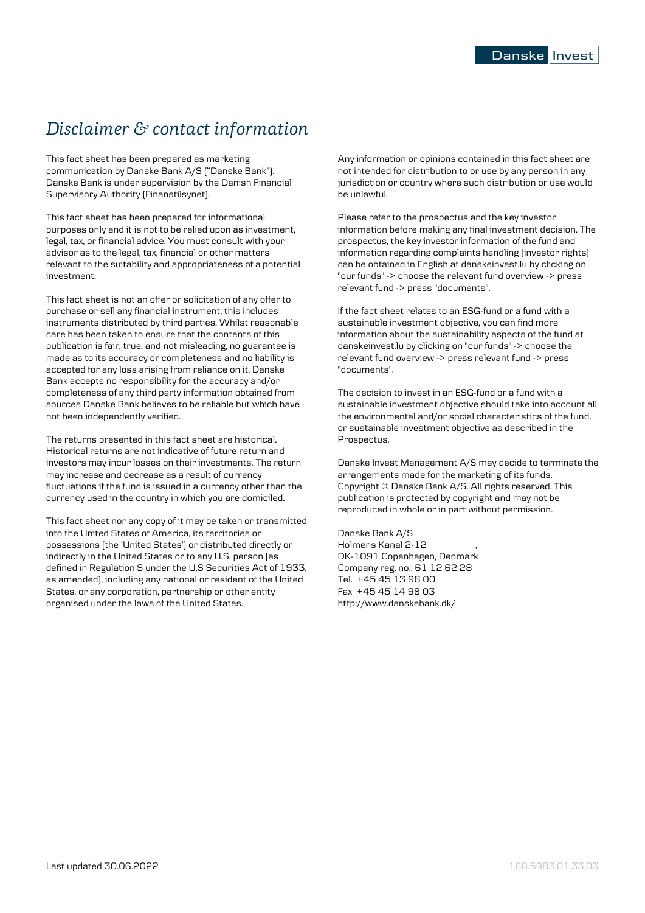# *Disclaimer & contact information*

This fact sheet has been prepared as marketing communication by Danske Bank A/S ("Danske Bank"). Danske Bank is under supervision by the Danish Financial Supervisory Authority (Finanstilsynet).

This fact sheet has been prepared for informational purposes only and it is not to be relied upon as investment, legal, tax, or financial advice. You must consult with your advisor as to the legal, tax, financial or other matters relevant to the suitability and appropriateness of a potential investment.

This fact sheet is not an offer or solicitation of any offer to purchase or sell any financial instrument, this includes instruments distributed by third parties. Whilst reasonable care has been taken to ensure that the contents of this publication is fair, true, and not misleading, no guarantee is made as to its accuracy or completeness and no liability is accepted for any loss arising from reliance on it. Danske Bank accepts no responsibility for the accuracy and/or completeness of any third party information obtained from sources Danske Bank believes to be reliable but which have not been independently verified.

The returns presented in this fact sheet are historical. Historical returns are not indicative of future return and investors may incur losses on their investments. The return may increase and decrease as a result of currency fluctuations if the fund is issued in a currency other than the currency used in the country in which you are domiciled.

This fact sheet nor any copy of it may be taken or transmitted into the United States of America, its territories or possessions (the 'United States') or distributed directly or indirectly in the United States or to any U.S. person (as defined in Regulation S under the U.S Securities Act of 1933, as amended), including any national or resident of the United States, or any corporation, partnership or other entity organised under the laws of the United States.

Any information or opinions contained in this fact sheet are not intended for distribution to or use by any person in any jurisdiction or country where such distribution or use would be unlawful.

Please refer to the prospectus and the key investor information before making any final investment decision. The prospectus, the key investor information of the fund and information regarding complaints handling (investor rights) can be obtained in English at danskeinvest.lu by clicking on "our funds" -> choose the relevant fund overview -> press relevant fund -> press "documents".

If the fact sheet relates to an ESG-fund or a fund with a sustainable investment objective, you can find more information about the sustainability aspects of the fund at danskeinvest.lu by clicking on "our funds" -> choose the relevant fund overview -> press relevant fund -> press "documents".

The decision to invest in an ESG-fund or a fund with a sustainable investment objective should take into account all the environmental and/or social characteristics of the fund, or sustainable investment objective as described in the Prospectus.

Danske Invest Management A/S may decide to terminate the arrangements made for the marketing of its funds. Copyright © Danske Bank A/S. All rights reserved. This publication is protected by copyright and may not be reproduced in whole or in part without permission.

Danske Bank A/S
Holmens Kanal 2-12 ,
DK-1091 Copenhagen, Denmark
Company reg. no.: 61 12 62 28
Tel. +45 45 13 96 00
Fax +45 45 14 98 03
http://www.danskebank.dk/

Last updated 30.06.2022

168.5983.01.33.03